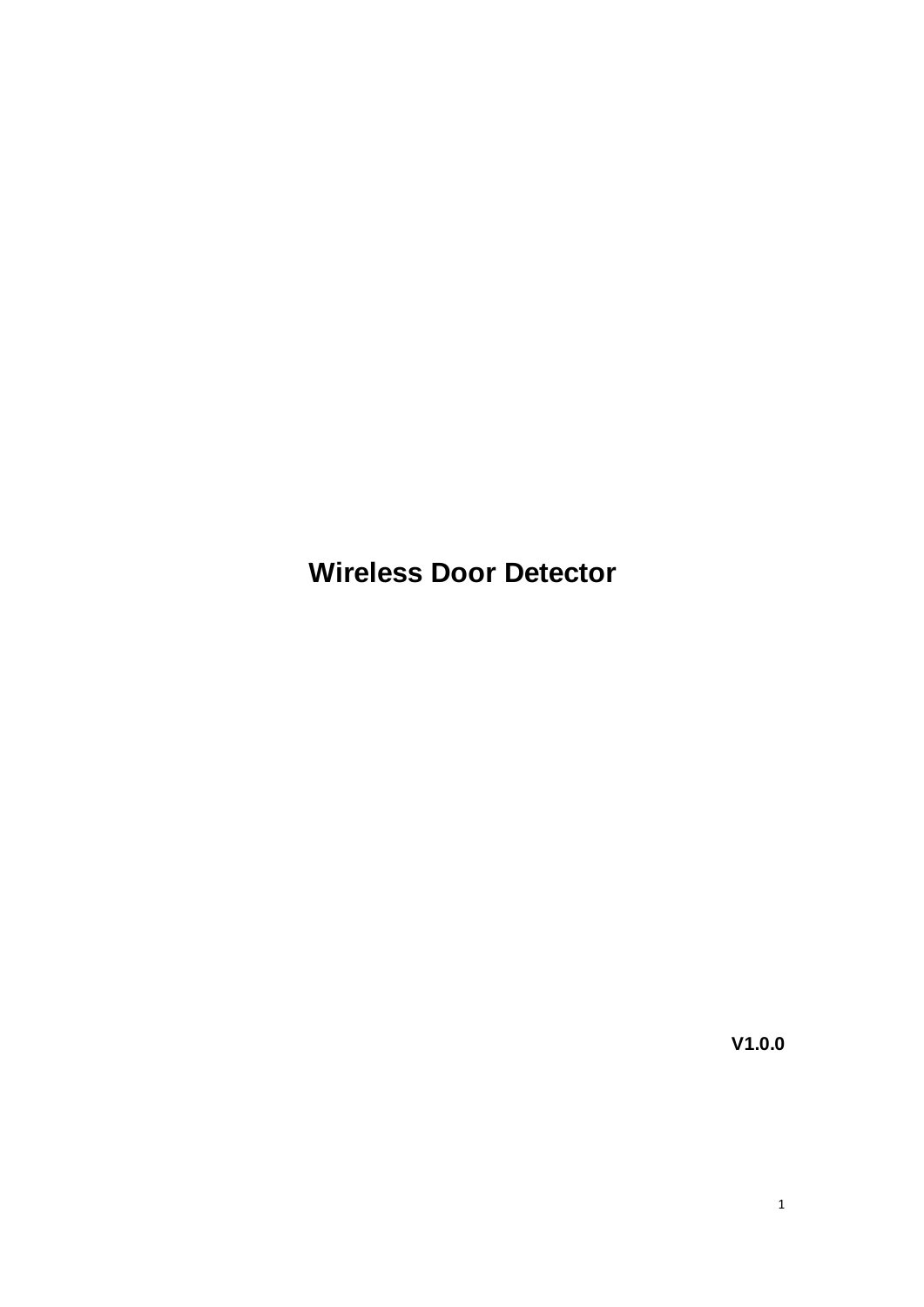# Wireless Door Detector

**V1.0.0**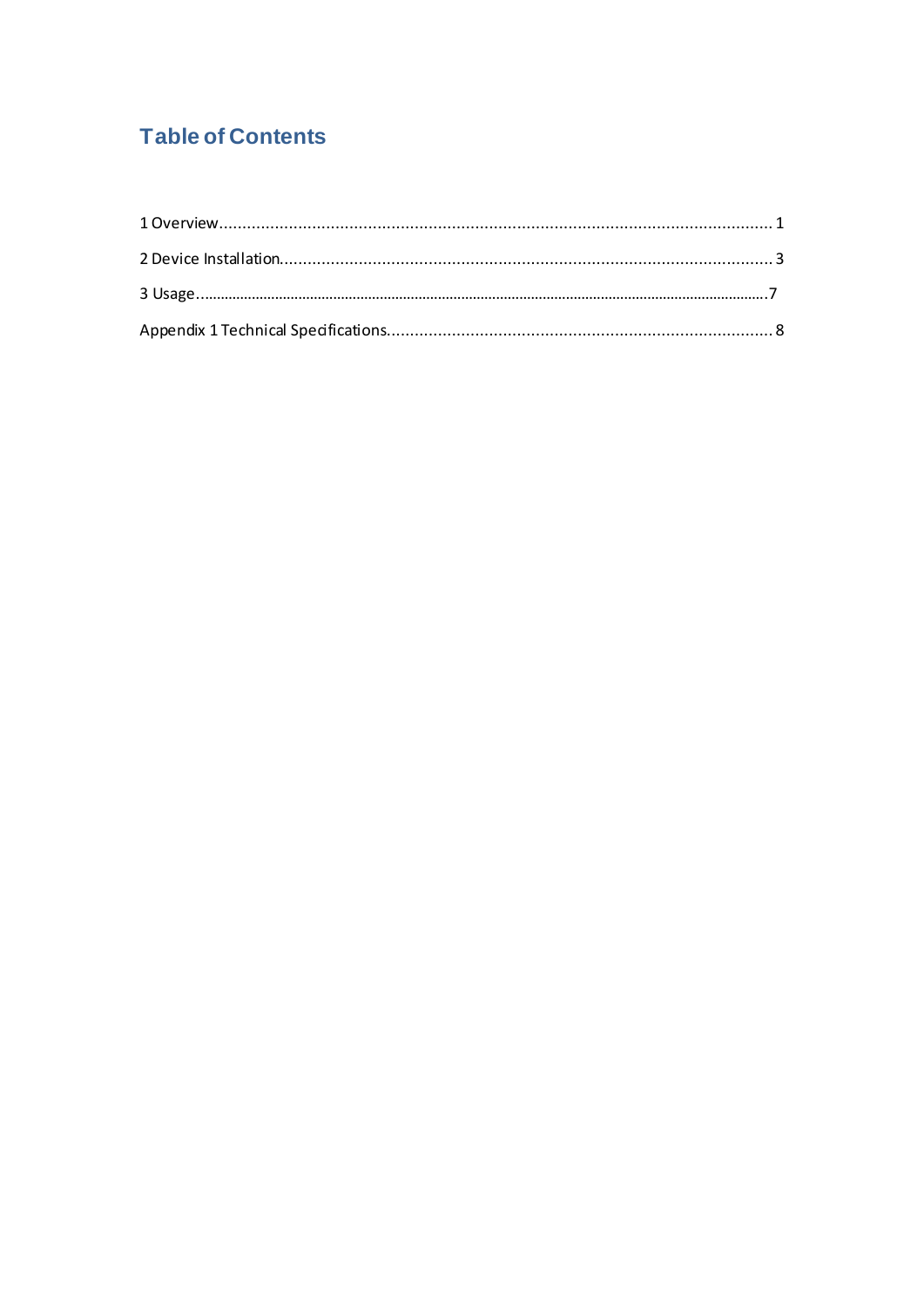# Table of Contents

1 Overview........................................................................................................................ 1

2 Device Installation.......................................................................................................... 3

3 Usage............................................................................................................................. 7

Appendix 1 Technical Specifications.................................................................................... 8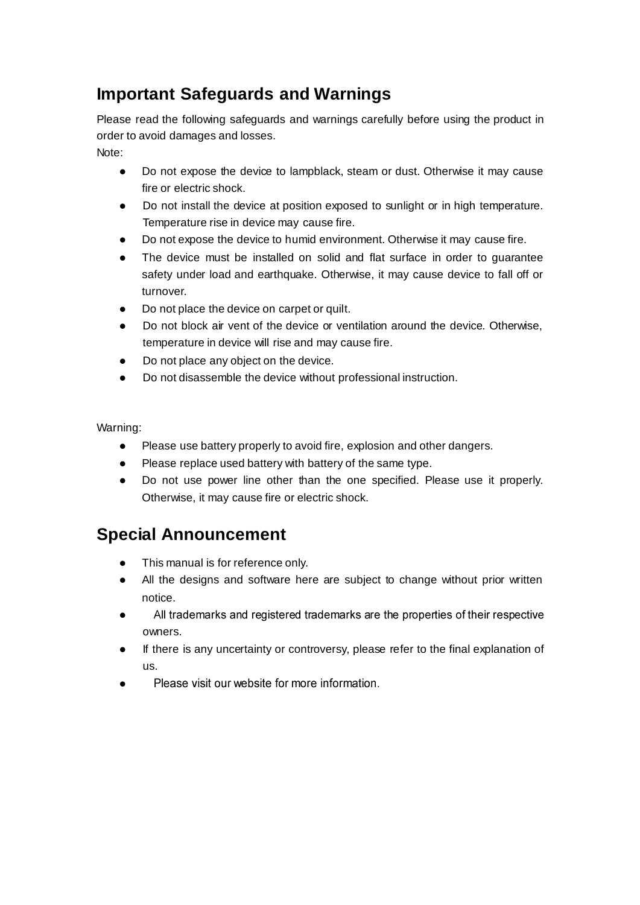## Important Safeguards and Warnings

Please read the following safeguards and warnings carefully before using the product in order to avoid damages and losses.

Note:

- Do not expose the device to lampblack, steam or dust. Otherwise it may cause fire or electric shock.
- Do not install the device at position exposed to sunlight or in high temperature. Temperature rise in device may cause fire.
- Do not expose the device to humid environment. Otherwise it may cause fire.
- The device must be installed on solid and flat surface in order to guarantee safety under load and earthquake. Otherwise, it may cause device to fall off or turnover.
- Do not place the device on carpet or quilt.
- Do not block air vent of the device or ventilation around the device. Otherwise, temperature in device will rise and may cause fire.
- Do not place any object on the device.
- Do not disassemble the device without professional instruction.

Warning:

- Please use battery properly to avoid fire, explosion and other dangers.
- Please replace used battery with battery of the same type.
- Do not use power line other than the one specified. Please use it properly. Otherwise, it may cause fire or electric shock.

## Special Announcement

- This manual is for reference only.
- All the designs and software here are subject to change without prior written notice.
- All trademarks and registered trademarks are the properties of their respective owners.
- If there is any uncertainty or controversy, please refer to the final explanation of us.
- Please visit our website for more information.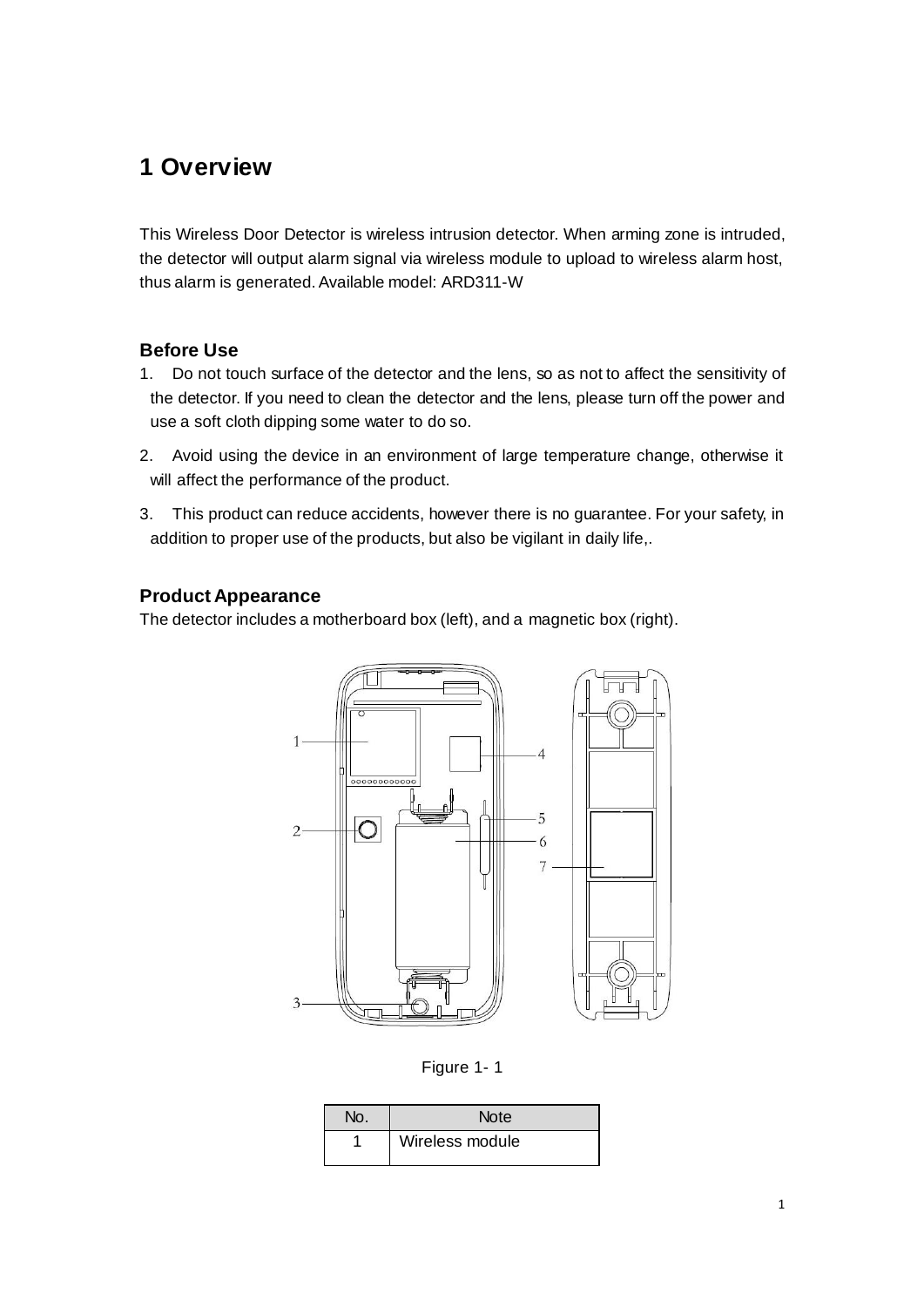# 1 Overview

This Wireless Door Detector is wireless intrusion detector. When arming zone is intruded, the detector will output alarm signal via wireless module to upload to wireless alarm host, thus alarm is generated. Available model: ARD311-W

### Before Use

1. Do not touch surface of the detector and the lens, so as not to affect the sensitivity of the detector. If you need to clean the detector and the lens, please turn off the power and use a soft cloth dipping some water to do so.
2. Avoid using the device in an environment of large temperature change, otherwise it will affect the performance of the product.
3. This product can reduce accidents, however there is no guarantee. For your safety, in addition to proper use of the products, but also be vigilant in daily life,.

### Product Appearance

The detector includes a motherboard box (left), and a magnetic box (right).

Figure 1- 1

| No. | Note |
|---|---|
| 1 | Wireless module |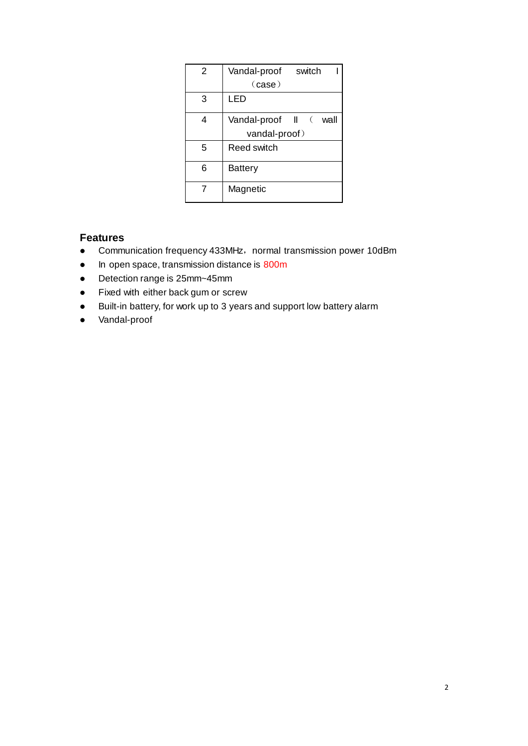| 2 | Vandal-proof switch I （case） |
| --- | --- |
| 3 | LED |
| 4 | Vandal-proof II （ wall vandal-proof） |
| 5 | Reed switch |
| 6 | Battery |
| 7 | Magnetic |

## Features

- Communication frequency 433MHz，normal transmission power 10dBm
- In open space, transmission distance is 800m
- Detection range is 25mm~45mm
- Fixed with either back gum or screw
- Built-in battery, for work up to 3 years and support low battery alarm
- Vandal-proof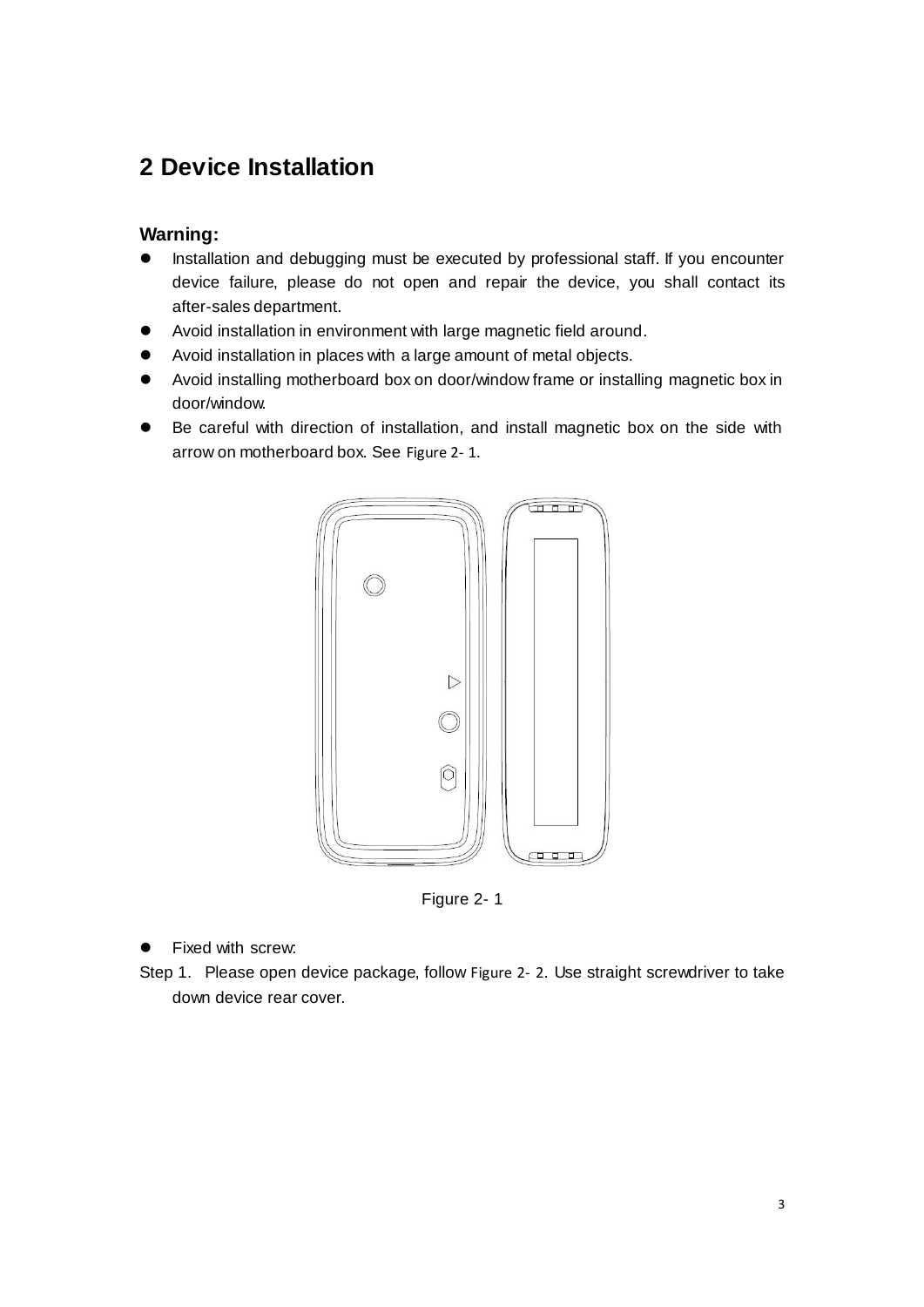# 2 Device Installation

**Warning:**

- Installation and debugging must be executed by professional staff. If you encounter device failure, please do not open and repair the device, you shall contact its after-sales department.
- Avoid installation in environment with large magnetic field around.
- Avoid installation in places with a large amount of metal objects.
- Avoid installing motherboard box on door/window frame or installing magnetic box in door/window.
- Be careful with direction of installation, and install magnetic box on the side with arrow on motherboard box. See Figure 2- 1.

Figure 2- 1

- Fixed with screw:

Step 1. Please open device package, follow Figure 2- 2. Use straight screwdriver to take down device rear cover.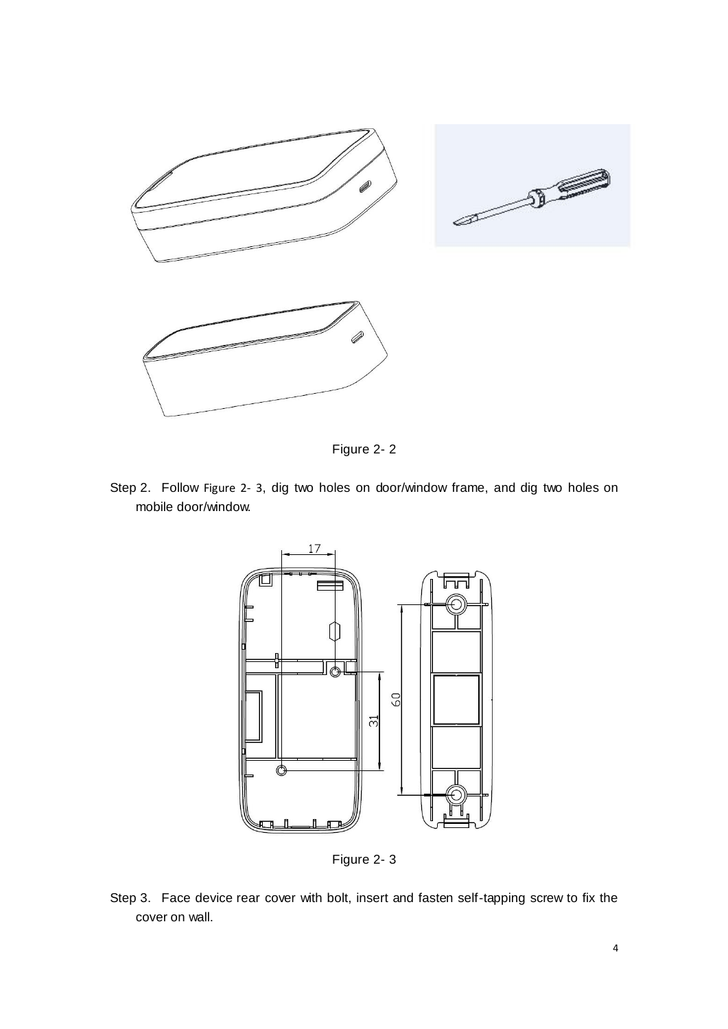Figure 2- 2

Step 2. Follow Figure 2- 3, dig two holes on door/window frame, and dig two holes on mobile door/window.

Figure 2- 3

Step 3. Face device rear cover with bolt, insert and fasten self-tapping screw to fix the cover on wall.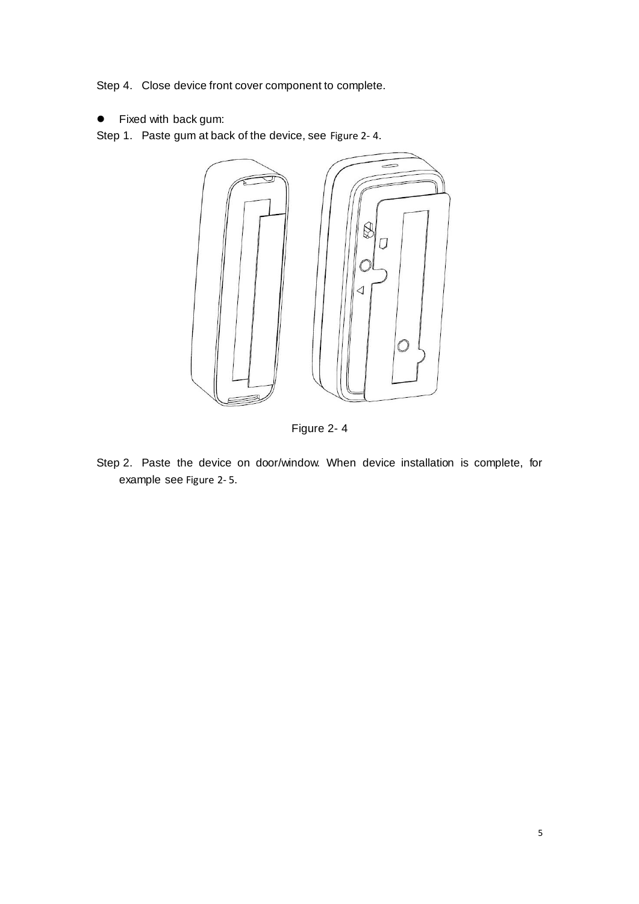Step 4. Close device front cover component to complete.

- Fixed with back gum:

Step 1. Paste gum at back of the device, see Figure 2- 4.

Figure 2- 4

Step 2. Paste the device on door/window. When device installation is complete, for example see Figure 2- 5.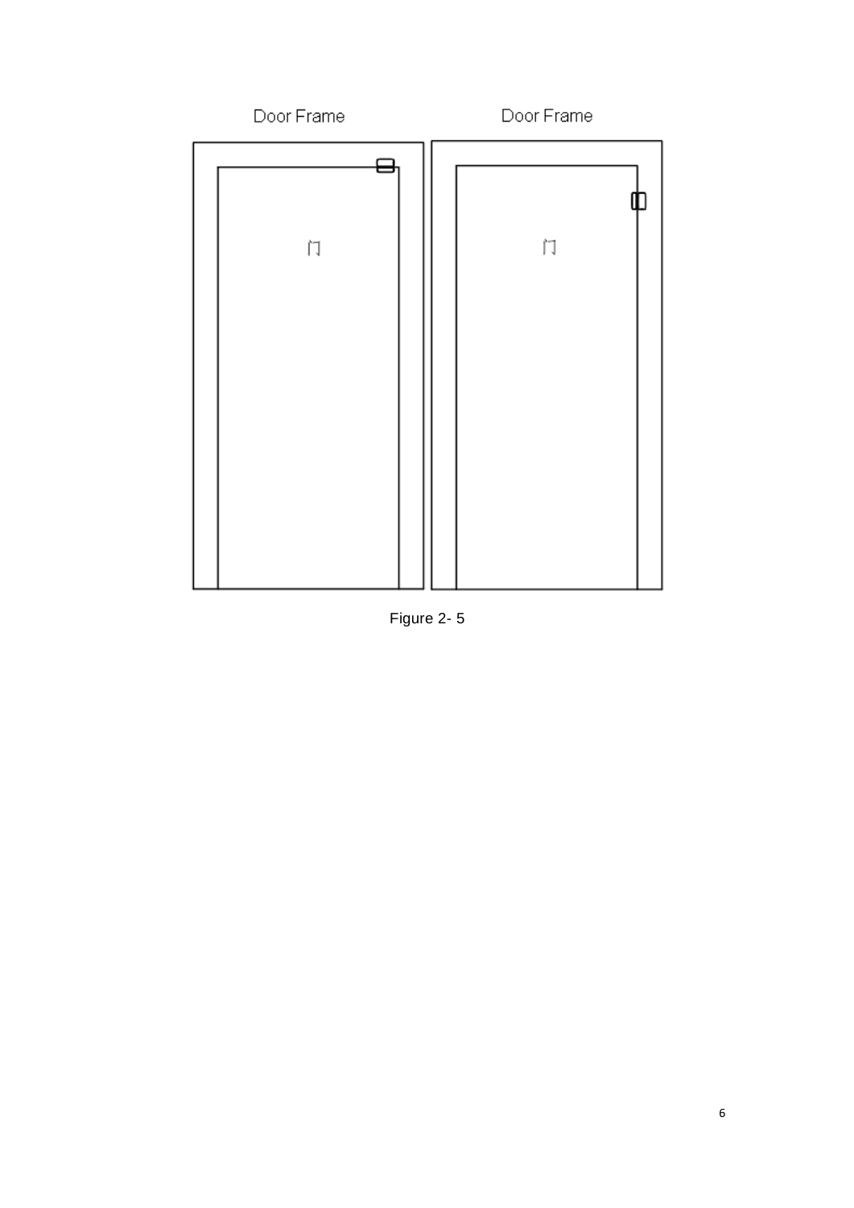Door Frame

Door Frame

门

门

Figure 2- 5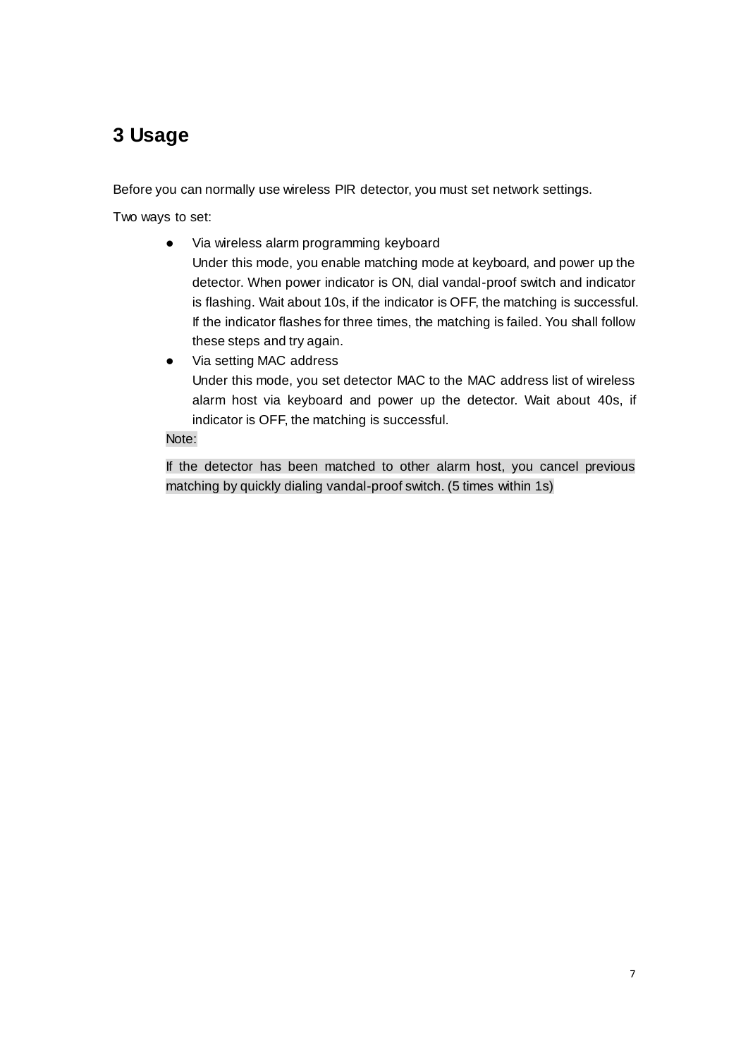# 3 Usage

Before you can normally use wireless PIR detector, you must set network settings.

Two ways to set:

- Via wireless alarm programming keyboard
  Under this mode, you enable matching mode at keyboard, and power up the detector. When power indicator is ON, dial vandal-proof switch and indicator is flashing. Wait about 10s, if the indicator is OFF, the matching is successful. If the indicator flashes for three times, the matching is failed. You shall follow these steps and try again.
- Via setting MAC address
  Under this mode, you set detector MAC to the MAC address list of wireless alarm host via keyboard and power up the detector. Wait about 40s, if indicator is OFF, the matching is successful.

Note:

If the detector has been matched to other alarm host, you cancel previous matching by quickly dialing vandal-proof switch. (5 times within 1s)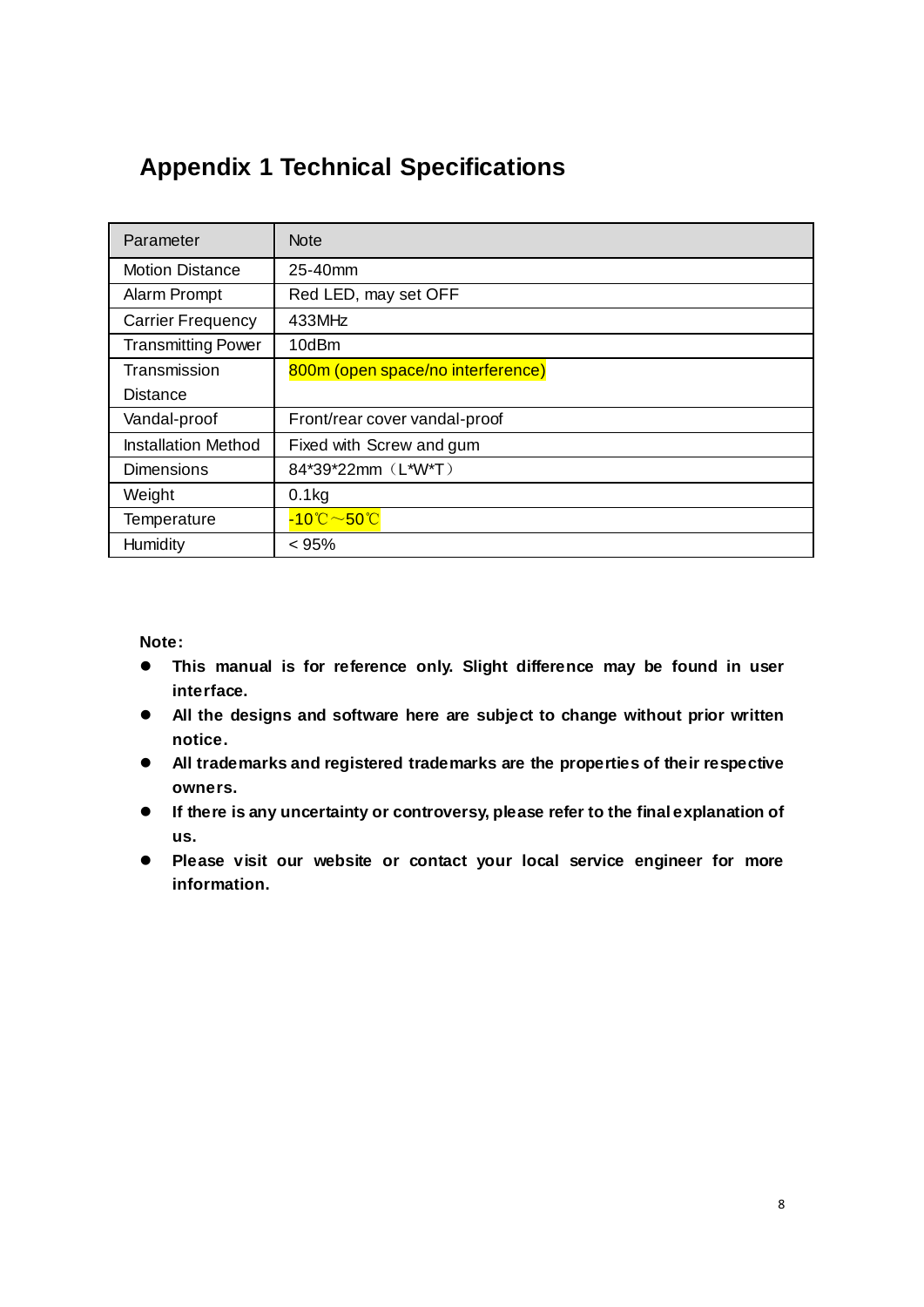# Appendix 1 Technical Specifications

| Parameter | Note |
|---|---|
| Motion Distance | 25-40mm |
| Alarm Prompt | Red LED, may set OFF |
| Carrier Frequency | 433MHz |
| Transmitting Power | 10dBm |
| Transmission Distance | 800m (open space/no interference) |
| Vandal-proof | Front/rear cover vandal-proof |
| Installation Method | Fixed with Screw and gum |
| Dimensions | 84*39*22mm（L*W*T） |
| Weight | 0.1kg |
| Temperature | -10℃～50℃ |
| Humidity | < 95% |

**Note:**

- **This manual is for reference only. Slight difference may be found in user interface.**
- **All the designs and software here are subject to change without prior written notice.**
- **All trademarks and registered trademarks are the properties of their respective owners.**
- **If there is any uncertainty or controversy, please refer to the final explanation of us.**
- **Please visit our website or contact your local service engineer for more information.**